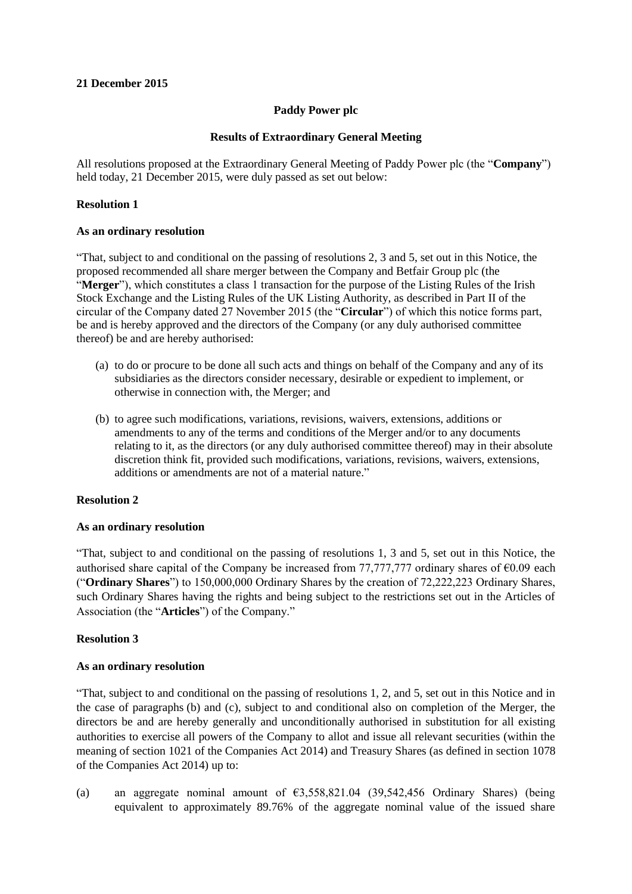**21 December 2015**

**Paddy Power plc**

**Results of Extraordinary General Meeting**

All resolutions proposed at the Extraordinary General Meeting of Paddy Power plc (the "**Company**") held today, 21 December 2015, were duly passed as set out below:

**Resolution 1**

**As an ordinary resolution**

"That, subject to and conditional on the passing of resolutions 2, 3 and 5, set out in this Notice, the proposed recommended all share merger between the Company and Betfair Group plc (the "**Merger**"), which constitutes a class 1 transaction for the purpose of the Listing Rules of the Irish Stock Exchange and the Listing Rules of the UK Listing Authority, as described in Part II of the circular of the Company dated 27 November 2015 (the "**Circular**") of which this notice forms part, be and is hereby approved and the directors of the Company (or any duly authorised committee thereof) be and are hereby authorised:

(a) to do or procure to be done all such acts and things on behalf of the Company and any of its subsidiaries as the directors consider necessary, desirable or expedient to implement, or otherwise in connection with, the Merger; and

(b) to agree such modifications, variations, revisions, waivers, extensions, additions or amendments to any of the terms and conditions of the Merger and/or to any documents relating to it, as the directors (or any duly authorised committee thereof) may in their absolute discretion think fit, provided such modifications, variations, revisions, waivers, extensions, additions or amendments are not of a material nature."

**Resolution 2**

**As an ordinary resolution**

"That, subject to and conditional on the passing of resolutions 1, 3 and 5, set out in this Notice, the authorised share capital of the Company be increased from 77,777,777 ordinary shares of €0.09 each ("**Ordinary Shares**") to 150,000,000 Ordinary Shares by the creation of 72,222,223 Ordinary Shares, such Ordinary Shares having the rights and being subject to the restrictions set out in the Articles of Association (the "**Articles**") of the Company."

**Resolution 3**

**As an ordinary resolution**

"That, subject to and conditional on the passing of resolutions 1, 2, and 5, set out in this Notice and in the case of paragraphs (b) and (c), subject to and conditional also on completion of the Merger, the directors be and are hereby generally and unconditionally authorised in substitution for all existing authorities to exercise all powers of the Company to allot and issue all relevant securities (within the meaning of section 1021 of the Companies Act 2014) and Treasury Shares (as defined in section 1078 of the Companies Act 2014) up to:

(a) an aggregate nominal amount of €3,558,821.04 (39,542,456 Ordinary Shares) (being equivalent to approximately 89.76% of the aggregate nominal value of the issued share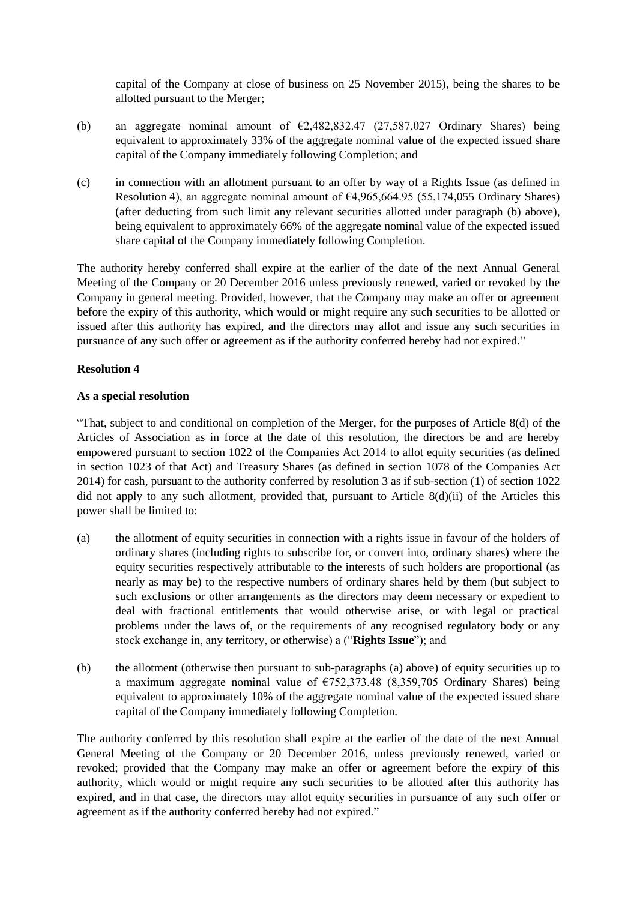capital of the Company at close of business on 25 November 2015), being the shares to be allotted pursuant to the Merger;

(b) an aggregate nominal amount of €2,482,832.47 (27,587,027 Ordinary Shares) being equivalent to approximately 33% of the aggregate nominal value of the expected issued share capital of the Company immediately following Completion; and

(c) in connection with an allotment pursuant to an offer by way of a Rights Issue (as defined in Resolution 4), an aggregate nominal amount of €4,965,664.95 (55,174,055 Ordinary Shares) (after deducting from such limit any relevant securities allotted under paragraph (b) above), being equivalent to approximately 66% of the aggregate nominal value of the expected issued share capital of the Company immediately following Completion.

The authority hereby conferred shall expire at the earlier of the date of the next Annual General Meeting of the Company or 20 December 2016 unless previously renewed, varied or revoked by the Company in general meeting. Provided, however, that the Company may make an offer or agreement before the expiry of this authority, which would or might require any such securities to be allotted or issued after this authority has expired, and the directors may allot and issue any such securities in pursuance of any such offer or agreement as if the authority conferred hereby had not expired."

**Resolution 4**

**As a special resolution**

"That, subject to and conditional on completion of the Merger, for the purposes of Article 8(d) of the Articles of Association as in force at the date of this resolution, the directors be and are hereby empowered pursuant to section 1022 of the Companies Act 2014 to allot equity securities (as defined in section 1023 of that Act) and Treasury Shares (as defined in section 1078 of the Companies Act 2014) for cash, pursuant to the authority conferred by resolution 3 as if sub-section (1) of section 1022 did not apply to any such allotment, provided that, pursuant to Article 8(d)(ii) of the Articles this power shall be limited to:

(a) the allotment of equity securities in connection with a rights issue in favour of the holders of ordinary shares (including rights to subscribe for, or convert into, ordinary shares) where the equity securities respectively attributable to the interests of such holders are proportional (as nearly as may be) to the respective numbers of ordinary shares held by them (but subject to such exclusions or other arrangements as the directors may deem necessary or expedient to deal with fractional entitlements that would otherwise arise, or with legal or practical problems under the laws of, or the requirements of any recognised regulatory body or any stock exchange in, any territory, or otherwise) a ("**Rights Issue**"); and

(b) the allotment (otherwise then pursuant to sub-paragraphs (a) above) of equity securities up to a maximum aggregate nominal value of €752,373.48 (8,359,705 Ordinary Shares) being equivalent to approximately 10% of the aggregate nominal value of the expected issued share capital of the Company immediately following Completion.

The authority conferred by this resolution shall expire at the earlier of the date of the next Annual General Meeting of the Company or 20 December 2016, unless previously renewed, varied or revoked; provided that the Company may make an offer or agreement before the expiry of this authority, which would or might require any such securities to be allotted after this authority has expired, and in that case, the directors may allot equity securities in pursuance of any such offer or agreement as if the authority conferred hereby had not expired."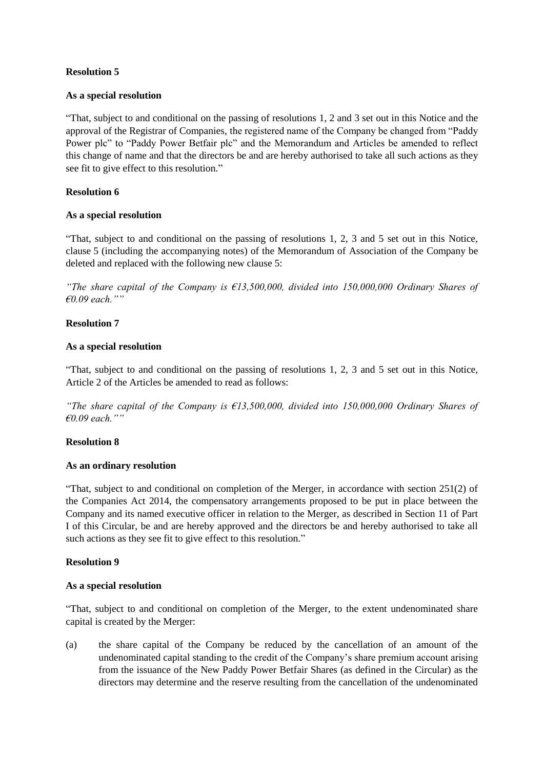**Resolution 5**

**As a special resolution**

"That, subject to and conditional on the passing of resolutions 1, 2 and 3 set out in this Notice and the approval of the Registrar of Companies, the registered name of the Company be changed from "Paddy Power plc" to "Paddy Power Betfair plc" and the Memorandum and Articles be amended to reflect this change of name and that the directors be and are hereby authorised to take all such actions as they see fit to give effect to this resolution."

**Resolution 6**

**As a special resolution**

"That, subject to and conditional on the passing of resolutions 1, 2, 3 and 5 set out in this Notice, clause 5 (including the accompanying notes) of the Memorandum of Association of the Company be deleted and replaced with the following new clause 5:

*"The share capital of the Company is €13,500,000, divided into 150,000,000 Ordinary Shares of €0.09 each.""*

**Resolution 7**

**As a special resolution**

"That, subject to and conditional on the passing of resolutions 1, 2, 3 and 5 set out in this Notice, Article 2 of the Articles be amended to read as follows:

*"The share capital of the Company is €13,500,000, divided into 150,000,000 Ordinary Shares of €0.09 each.""*

**Resolution 8**

**As an ordinary resolution**

"That, subject to and conditional on completion of the Merger, in accordance with section 251(2) of the Companies Act 2014, the compensatory arrangements proposed to be put in place between the Company and its named executive officer in relation to the Merger, as described in Section 11 of Part I of this Circular, be and are hereby approved and the directors be and hereby authorised to take all such actions as they see fit to give effect to this resolution."

**Resolution 9**

**As a special resolution**

"That, subject to and conditional on completion of the Merger, to the extent undenominated share capital is created by the Merger:

(a) the share capital of the Company be reduced by the cancellation of an amount of the undenominated capital standing to the credit of the Company's share premium account arising from the issuance of the New Paddy Power Betfair Shares (as defined in the Circular) as the directors may determine and the reserve resulting from the cancellation of the undenominated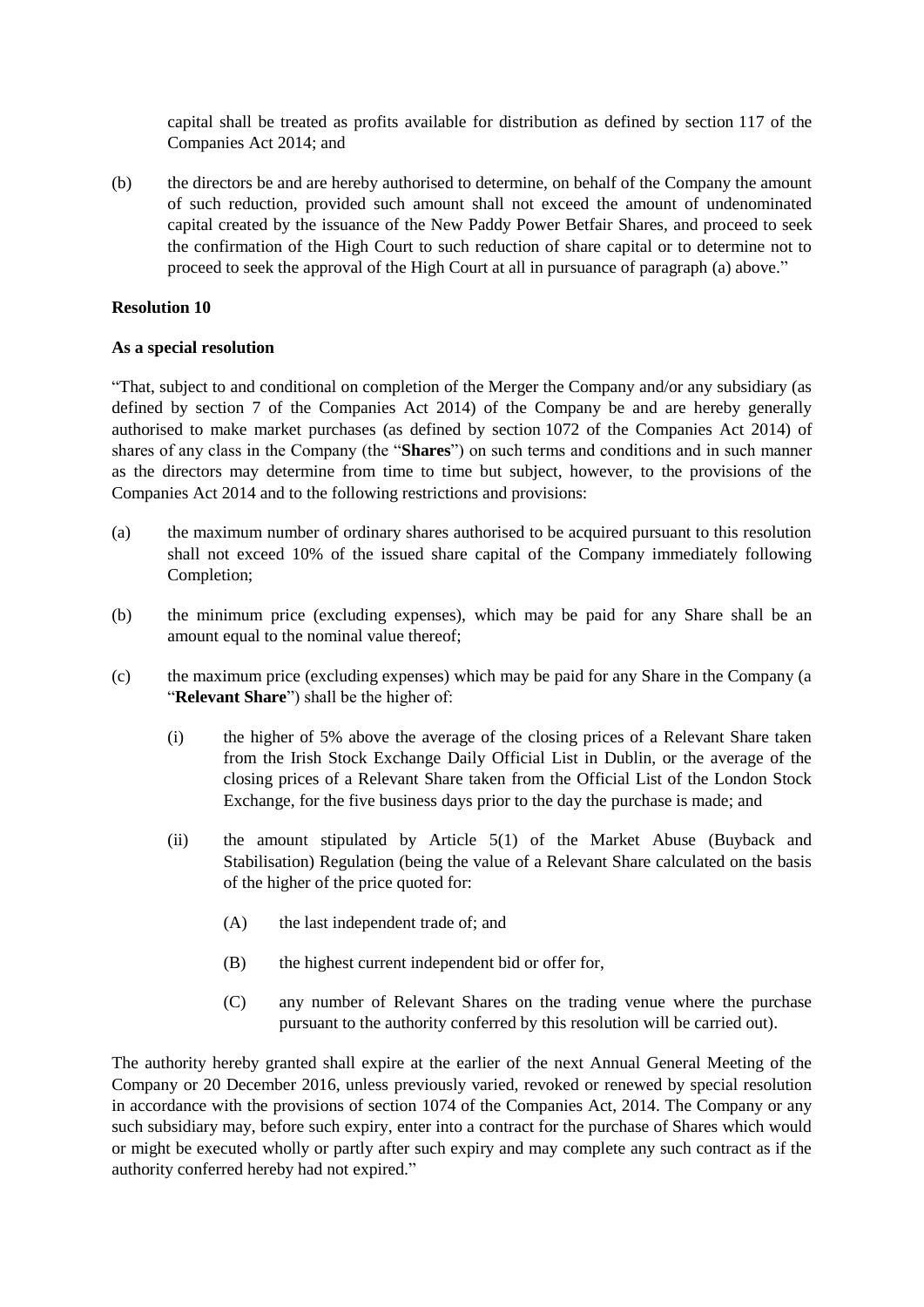capital shall be treated as profits available for distribution as defined by section 117 of the Companies Act 2014; and

(b) the directors be and are hereby authorised to determine, on behalf of the Company the amount of such reduction, provided such amount shall not exceed the amount of undenominated capital created by the issuance of the New Paddy Power Betfair Shares, and proceed to seek the confirmation of the High Court to such reduction of share capital or to determine not to proceed to seek the approval of the High Court at all in pursuance of paragraph (a) above."

**Resolution 10**

**As a special resolution**

"That, subject to and conditional on completion of the Merger the Company and/or any subsidiary (as defined by section 7 of the Companies Act 2014) of the Company be and are hereby generally authorised to make market purchases (as defined by section 1072 of the Companies Act 2014) of shares of any class in the Company (the "**Shares**") on such terms and conditions and in such manner as the directors may determine from time to time but subject, however, to the provisions of the Companies Act 2014 and to the following restrictions and provisions:

(a) the maximum number of ordinary shares authorised to be acquired pursuant to this resolution shall not exceed 10% of the issued share capital of the Company immediately following Completion;

(b) the minimum price (excluding expenses), which may be paid for any Share shall be an amount equal to the nominal value thereof;

(c) the maximum price (excluding expenses) which may be paid for any Share in the Company (a "**Relevant Share**") shall be the higher of:

(i) the higher of 5% above the average of the closing prices of a Relevant Share taken from the Irish Stock Exchange Daily Official List in Dublin, or the average of the closing prices of a Relevant Share taken from the Official List of the London Stock Exchange, for the five business days prior to the day the purchase is made; and

(ii) the amount stipulated by Article 5(1) of the Market Abuse (Buyback and Stabilisation) Regulation (being the value of a Relevant Share calculated on the basis of the higher of the price quoted for:

(A) the last independent trade of; and

(B) the highest current independent bid or offer for,

(C) any number of Relevant Shares on the trading venue where the purchase pursuant to the authority conferred by this resolution will be carried out).

The authority hereby granted shall expire at the earlier of the next Annual General Meeting of the Company or 20 December 2016, unless previously varied, revoked or renewed by special resolution in accordance with the provisions of section 1074 of the Companies Act, 2014. The Company or any such subsidiary may, before such expiry, enter into a contract for the purchase of Shares which would or might be executed wholly or partly after such expiry and may complete any such contract as if the authority conferred hereby had not expired."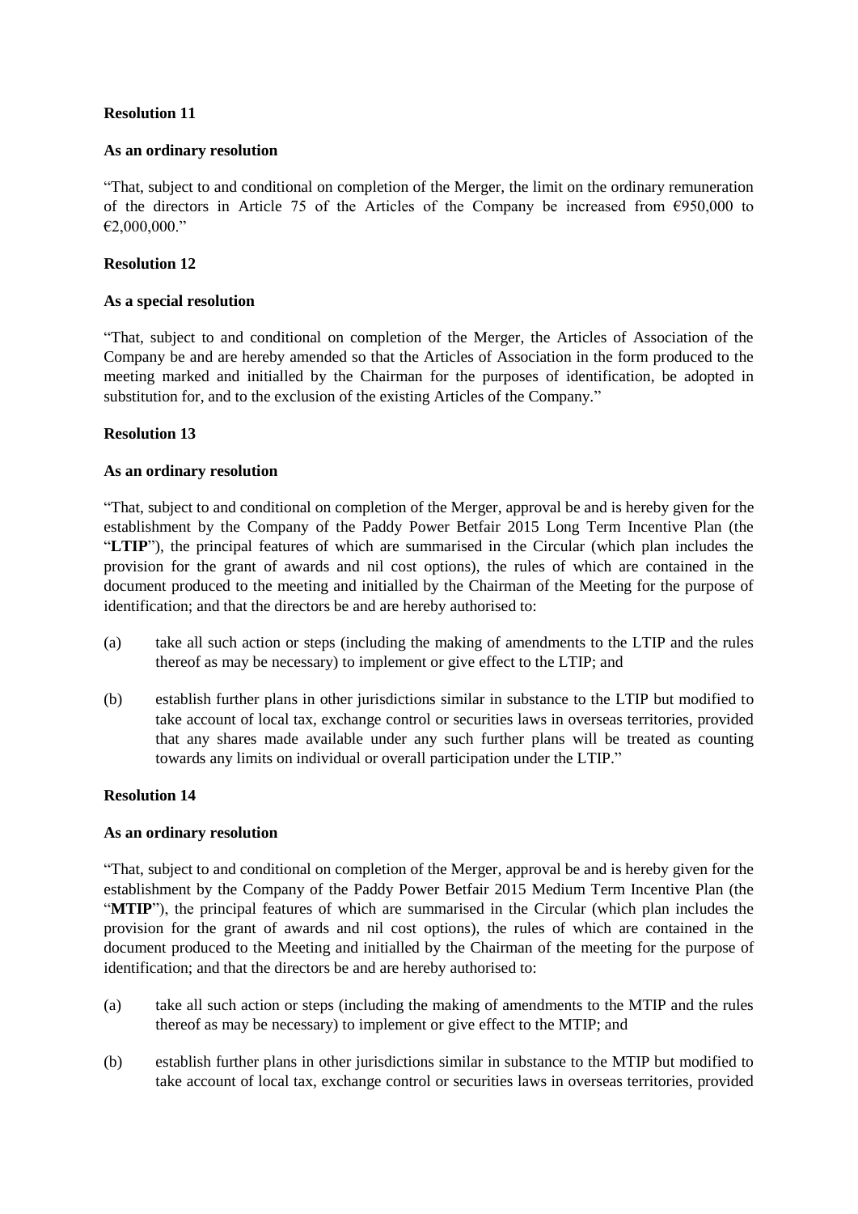**Resolution 11**

**As an ordinary resolution**

"That, subject to and conditional on completion of the Merger, the limit on the ordinary remuneration of the directors in Article 75 of the Articles of the Company be increased from €950,000 to €2,000,000."

**Resolution 12**

**As a special resolution**

"That, subject to and conditional on completion of the Merger, the Articles of Association of the Company be and are hereby amended so that the Articles of Association in the form produced to the meeting marked and initialled by the Chairman for the purposes of identification, be adopted in substitution for, and to the exclusion of the existing Articles of the Company."

**Resolution 13**

**As an ordinary resolution**

"That, subject to and conditional on completion of the Merger, approval be and is hereby given for the establishment by the Company of the Paddy Power Betfair 2015 Long Term Incentive Plan (the "**LTIP**"), the principal features of which are summarised in the Circular (which plan includes the provision for the grant of awards and nil cost options), the rules of which are contained in the document produced to the meeting and initialled by the Chairman of the Meeting for the purpose of identification; and that the directors be and are hereby authorised to:

(a) take all such action or steps (including the making of amendments to the LTIP and the rules thereof as may be necessary) to implement or give effect to the LTIP; and

(b) establish further plans in other jurisdictions similar in substance to the LTIP but modified to take account of local tax, exchange control or securities laws in overseas territories, provided that any shares made available under any such further plans will be treated as counting towards any limits on individual or overall participation under the LTIP."

**Resolution 14**

**As an ordinary resolution**

"That, subject to and conditional on completion of the Merger, approval be and is hereby given for the establishment by the Company of the Paddy Power Betfair 2015 Medium Term Incentive Plan (the "**MTIP**"), the principal features of which are summarised in the Circular (which plan includes the provision for the grant of awards and nil cost options), the rules of which are contained in the document produced to the Meeting and initialled by the Chairman of the meeting for the purpose of identification; and that the directors be and are hereby authorised to:

(a) take all such action or steps (including the making of amendments to the MTIP and the rules thereof as may be necessary) to implement or give effect to the MTIP; and

(b) establish further plans in other jurisdictions similar in substance to the MTIP but modified to take account of local tax, exchange control or securities laws in overseas territories, provided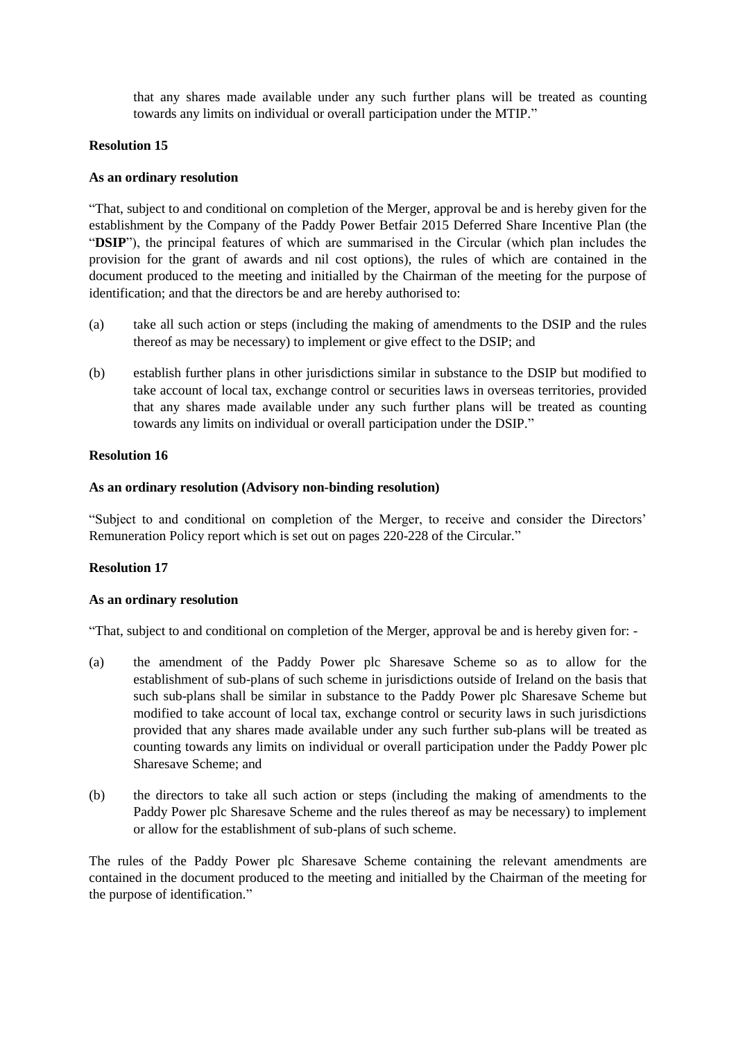that any shares made available under any such further plans will be treated as counting towards any limits on individual or overall participation under the MTIP."

**Resolution 15**

**As an ordinary resolution**

"That, subject to and conditional on completion of the Merger, approval be and is hereby given for the establishment by the Company of the Paddy Power Betfair 2015 Deferred Share Incentive Plan (the "**DSIP**"), the principal features of which are summarised in the Circular (which plan includes the provision for the grant of awards and nil cost options), the rules of which are contained in the document produced to the meeting and initialled by the Chairman of the meeting for the purpose of identification; and that the directors be and are hereby authorised to:

(a) take all such action or steps (including the making of amendments to the DSIP and the rules thereof as may be necessary) to implement or give effect to the DSIP; and

(b) establish further plans in other jurisdictions similar in substance to the DSIP but modified to take account of local tax, exchange control or securities laws in overseas territories, provided that any shares made available under any such further plans will be treated as counting towards any limits on individual or overall participation under the DSIP."

**Resolution 16**

**As an ordinary resolution (Advisory non-binding resolution)**

"Subject to and conditional on completion of the Merger, to receive and consider the Directors' Remuneration Policy report which is set out on pages 220-228 of the Circular."

**Resolution 17**

**As an ordinary resolution**

"That, subject to and conditional on completion of the Merger, approval be and is hereby given for: -

(a) the amendment of the Paddy Power plc Sharesave Scheme so as to allow for the establishment of sub-plans of such scheme in jurisdictions outside of Ireland on the basis that such sub-plans shall be similar in substance to the Paddy Power plc Sharesave Scheme but modified to take account of local tax, exchange control or security laws in such jurisdictions provided that any shares made available under any such further sub-plans will be treated as counting towards any limits on individual or overall participation under the Paddy Power plc Sharesave Scheme; and

(b) the directors to take all such action or steps (including the making of amendments to the Paddy Power plc Sharesave Scheme and the rules thereof as may be necessary) to implement or allow for the establishment of sub-plans of such scheme.

The rules of the Paddy Power plc Sharesave Scheme containing the relevant amendments are contained in the document produced to the meeting and initialled by the Chairman of the meeting for the purpose of identification."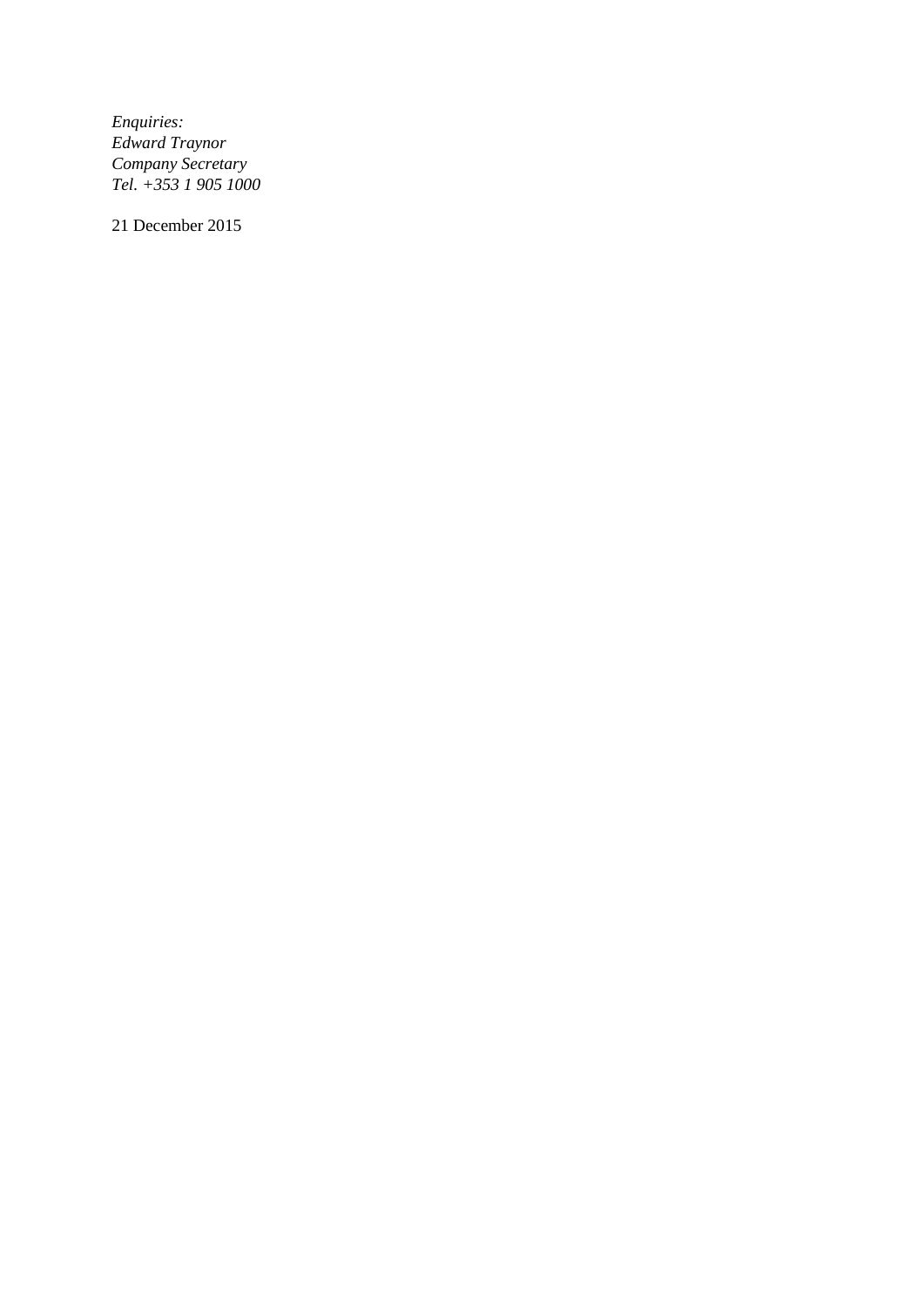*Enquiries:*
*Edward Traynor*
*Company Secretary*
*Tel. +353 1 905 1000*

21 December 2015